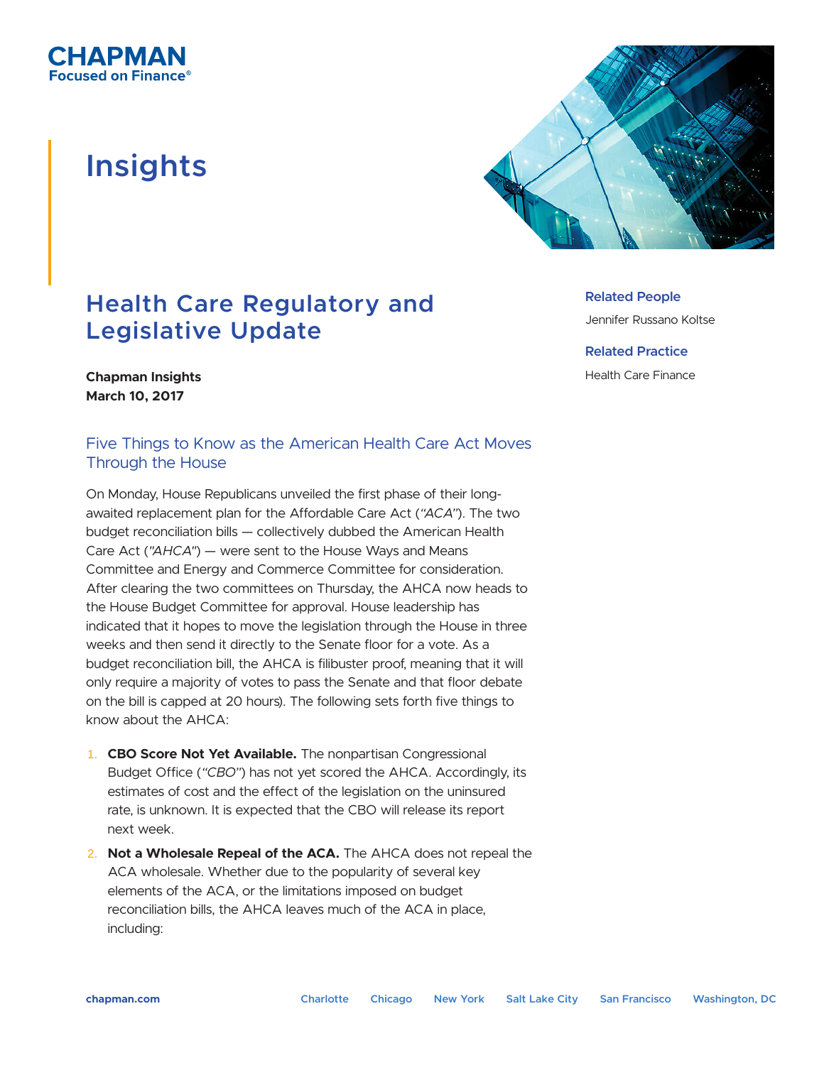# Insights

## Health Care Regulatory and Legislative Update

**Chapman Insights**
**March 10, 2017**

**Related People**

Jennifer Russano Koltse

**Related Practice**

Health Care Finance

### Five Things to Know as the American Health Care Act Moves Through the House

On Monday, House Republicans unveiled the first phase of their long-awaited replacement plan for the Affordable Care Act (*"ACA"*). The two budget reconciliation bills — collectively dubbed the American Health Care Act (*"AHCA"*) — were sent to the House Ways and Means Committee and Energy and Commerce Committee for consideration. After clearing the two committees on Thursday, the AHCA now heads to the House Budget Committee for approval. House leadership has indicated that it hopes to move the legislation through the House in three weeks and then send it directly to the Senate floor for a vote. As a budget reconciliation bill, the AHCA is filibuster proof, meaning that it will only require a majority of votes to pass the Senate and that floor debate on the bill is capped at 20 hours). The following sets forth five things to know about the AHCA:

1. **CBO Score Not Yet Available.** The nonpartisan Congressional Budget Office (*"CBO"*) has not yet scored the AHCA. Accordingly, its estimates of cost and the effect of the legislation on the uninsured rate, is unknown. It is expected that the CBO will release its report next week.
2. **Not a Wholesale Repeal of the ACA.** The AHCA does not repeal the ACA wholesale. Whether due to the popularity of several key elements of the ACA, or the limitations imposed on budget reconciliation bills, the AHCA leaves much of the ACA in place, including: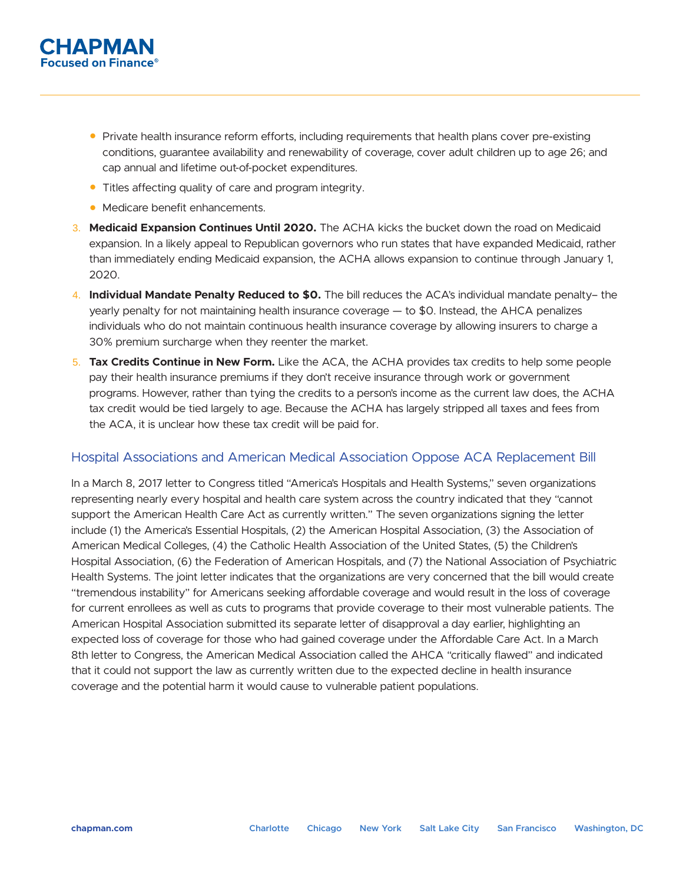- Private health insurance reform efforts, including requirements that health plans cover pre-existing conditions, guarantee availability and renewability of coverage, cover adult children up to age 26; and cap annual and lifetime out-of-pocket expenditures.
- Titles affecting quality of care and program integrity.
- Medicare benefit enhancements.

3. **Medicaid Expansion Continues Until 2020.** The ACHA kicks the bucket down the road on Medicaid expansion. In a likely appeal to Republican governors who run states that have expanded Medicaid, rather than immediately ending Medicaid expansion, the ACHA allows expansion to continue through January 1, 2020.
4. **Individual Mandate Penalty Reduced to $0.** The bill reduces the ACA's individual mandate penalty– the yearly penalty for not maintaining health insurance coverage — to $0. Instead, the AHCA penalizes individuals who do not maintain continuous health insurance coverage by allowing insurers to charge a 30% premium surcharge when they reenter the market.
5. **Tax Credits Continue in New Form.** Like the ACA, the ACHA provides tax credits to help some people pay their health insurance premiums if they don't receive insurance through work or government programs. However, rather than tying the credits to a person's income as the current law does, the ACHA tax credit would be tied largely to age. Because the ACHA has largely stripped all taxes and fees from the ACA, it is unclear how these tax credit will be paid for.

## Hospital Associations and American Medical Association Oppose ACA Replacement Bill

In a March 8, 2017 letter to Congress titled "America's Hospitals and Health Systems," seven organizations representing nearly every hospital and health care system across the country indicated that they "cannot support the American Health Care Act as currently written." The seven organizations signing the letter include (1) the America's Essential Hospitals, (2) the American Hospital Association, (3) the Association of American Medical Colleges, (4) the Catholic Health Association of the United States, (5) the Children's Hospital Association, (6) the Federation of American Hospitals, and (7) the National Association of Psychiatric Health Systems. The joint letter indicates that the organizations are very concerned that the bill would create "tremendous instability" for Americans seeking affordable coverage and would result in the loss of coverage for current enrollees as well as cuts to programs that provide coverage to their most vulnerable patients. The American Hospital Association submitted its separate letter of disapproval a day earlier, highlighting an expected loss of coverage for those who had gained coverage under the Affordable Care Act. In a March 8th letter to Congress, the American Medical Association called the AHCA "critically flawed" and indicated that it could not support the law as currently written due to the expected decline in health insurance coverage and the potential harm it would cause to vulnerable patient populations.